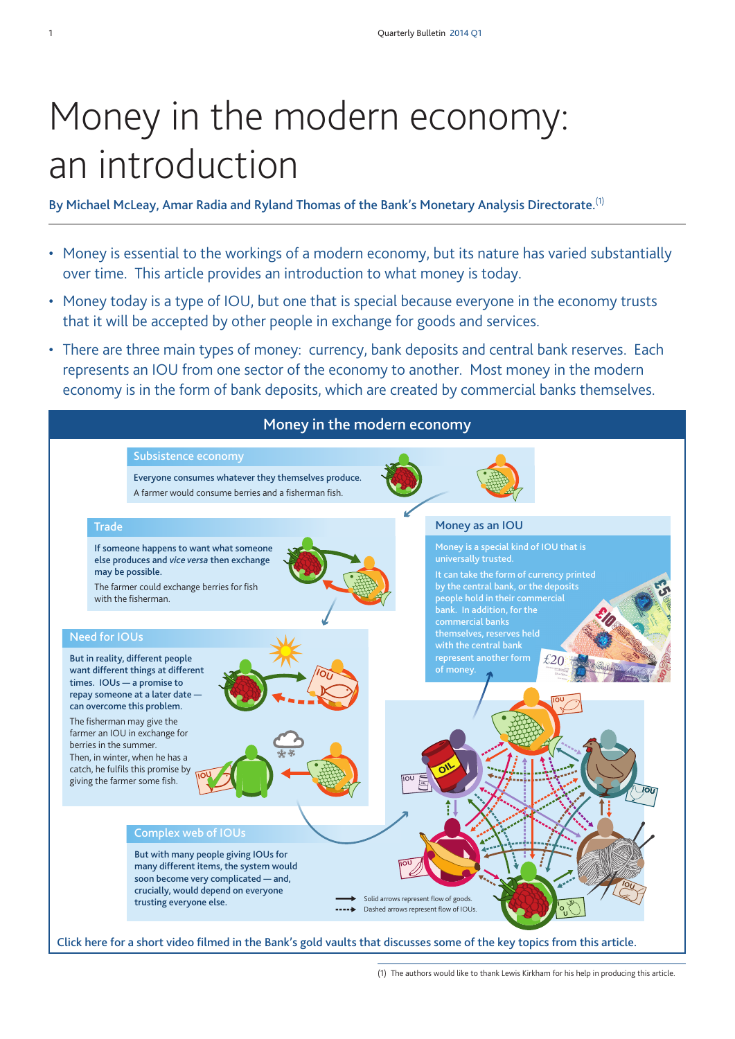# Money in the modern economy: an introduction

**By Michael McLeay, Amar Radia and Ryland Thomas of the Bank's Monetary Analysis Directorate.**[1]

- Money is essential to the workings of a modern economy, but its nature has varied substantially over time. This article provides an introduction to what money is today.
- Money today is a type of IOU, but one that is special because everyone in the economy trusts that it will be accepted by other people in exchange for goods and services.
- There are three main types of money: currency, bank deposits and central bank reserves. Each represents an IOU from one sector of the economy to another. Most money in the modern economy is in the form of bank deposits, which are created by commercial banks themselves.

## Money in the modern economy

### Subsistence economy

Everyone consumes whatever they themselves produce.

A farmer would consume berries and a fisherman fish.

### Trade

If someone happens to want what someone else produces and *vice versa* then exchange may be possible.

The farmer could exchange berries for fish with the fisherman.

### Need for IOUs

But in reality, different people want different things at different times. IOUs — a promise to repay someone at a later date — can overcome this problem.

The fisherman may give the farmer an IOU in exchange for berries in the summer.

Then, in winter, when he has a catch, he fulfils this promise by giving the farmer some fish.

### Complex web of IOUs

But with many people giving IOUs for many different items, the system would soon become very complicated — and, crucially, would depend on everyone trusting everyone else.

Solid arrows represent flow of goods.

Dashed arrows represent flow of IOUs.

### Money as an IOU

Money is a special kind of IOU that is universally trusted.

It can take the form of currency printed by the central bank, or the deposits people hold in their commercial bank. In addition, for the commercial banks themselves, reserves held with the central bank represent another form of money.

Click here for a short video filmed in the Bank's gold vaults that discusses some of the key topics from this article.

(1) The authors would like to thank Lewis Kirkham for his help in producing this article.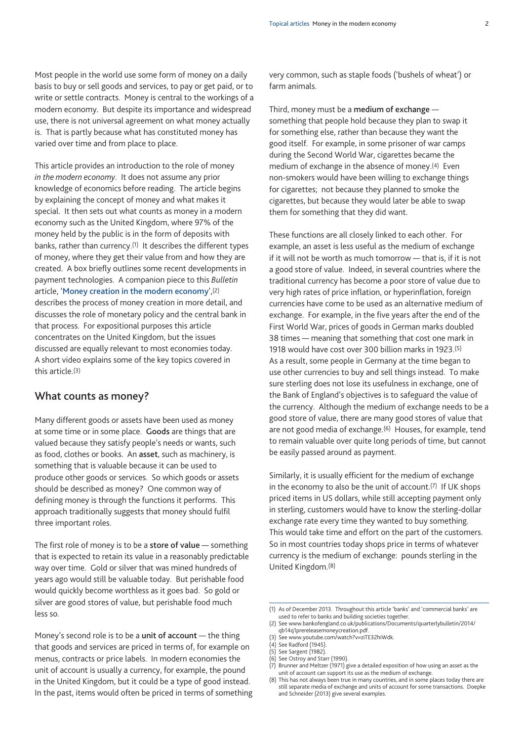Most people in the world use some form of money on a daily basis to buy or sell goods and services, to pay or get paid, or to write or settle contracts. Money is central to the workings of a modern economy. But despite its importance and widespread use, there is not universal agreement on what money actually is. That is partly because what has constituted money has varied over time and from place to place.

This article provides an introduction to the role of money *in the modern economy*. It does not assume any prior knowledge of economics before reading. The article begins by explaining the concept of money and what makes it special. It then sets out what counts as money in a modern economy such as the United Kingdom, where 97% of the money held by the public is in the form of deposits with banks, rather than currency.[1] It describes the different types of money, where they get their value from and how they are created. A box briefly outlines some recent developments in payment technologies. A companion piece to this *Bulletin* article, '**Money creation in the modern economy**',[2] describes the process of money creation in more detail, and discusses the role of monetary policy and the central bank in that process. For expositional purposes this article concentrates on the United Kingdom, but the issues discussed are equally relevant to most economies today. A short video explains some of the key topics covered in this article.[3]

## What counts as money?

Many different goods or assets have been used as money at some time or in some place. **Goods** are things that are valued because they satisfy people's needs or wants, such as food, clothes or books. An **asset**, such as machinery, is something that is valuable because it can be used to produce other goods or services. So which goods or assets should be described as money? One common way of defining money is through the functions it performs. This approach traditionally suggests that money should fulfil three important roles.

The first role of money is to be a **store of value** — something that is expected to retain its value in a reasonably predictable way over time. Gold or silver that was mined hundreds of years ago would still be valuable today. But perishable food would quickly become worthless as it goes bad. So gold or silver are good stores of value, but perishable food much less so.

Money's second role is to be a **unit of account** — the thing that goods and services are priced in terms of, for example on menus, contracts or price labels. In modern economies the unit of account is usually a currency, for example, the pound in the United Kingdom, but it could be a type of good instead. In the past, items would often be priced in terms of something very common, such as staple foods ('bushels of wheat') or farm animals.

Third, money must be a **medium of exchange** — something that people hold because they plan to swap it for something else, rather than because they want the good itself. For example, in some prisoner of war camps during the Second World War, cigarettes became the medium of exchange in the absence of money.[4] Even non-smokers would have been willing to exchange things for cigarettes; not because they planned to smoke the cigarettes, but because they would later be able to swap them for something that they did want.

These functions are all closely linked to each other. For example, an asset is less useful as the medium of exchange if it will not be worth as much tomorrow — that is, if it is not a good store of value. Indeed, in several countries where the traditional currency has become a poor store of value due to very high rates of price inflation, or hyperinflation, foreign currencies have come to be used as an alternative medium of exchange. For example, in the five years after the end of the First World War, prices of goods in German marks doubled 38 times — meaning that something that cost one mark in 1918 would have cost over 300 billion marks in 1923.[5] As a result, some people in Germany at the time began to use other currencies to buy and sell things instead. To make sure sterling does not lose its usefulness in exchange, one of the Bank of England's objectives is to safeguard the value of the currency. Although the medium of exchange needs to be a good store of value, there are many good stores of value that are not good media of exchange.[6] Houses, for example, tend to remain valuable over quite long periods of time, but cannot be easily passed around as payment.

Similarly, it is usually efficient for the medium of exchange in the economy to also be the unit of account.[7] If UK shops priced items in US dollars, while still accepting payment only in sterling, customers would have to know the sterling-dollar exchange rate every time they wanted to buy something. This would take time and effort on the part of the customers. So in most countries today shops price in terms of whatever currency is the medium of exchange: pounds sterling in the United Kingdom.[8]

---

(1) As of December 2013. Throughout this article 'banks' and 'commercial banks' are used to refer to banks and building societies together.
(2) See www.bankofengland.co.uk/publications/Documents/quarterlybulletin/2014/qb14q1prereleasemoneycreation.pdf.
(3) See www.youtube.com/watch?v=ziTE32hiWdk.
(4) See Radford (1945).
(5) See Sargent (1982).
(6) See Ostroy and Starr (1990).
(7) Brunner and Meltzer (1971) give a detailed exposition of how using an asset as the unit of account can support its use as the medium of exchange.
(8) This has not always been true in many countries, and in some places today there are still separate media of exchange and units of account for some transactions. Doepke and Schneider (2013) give several examples.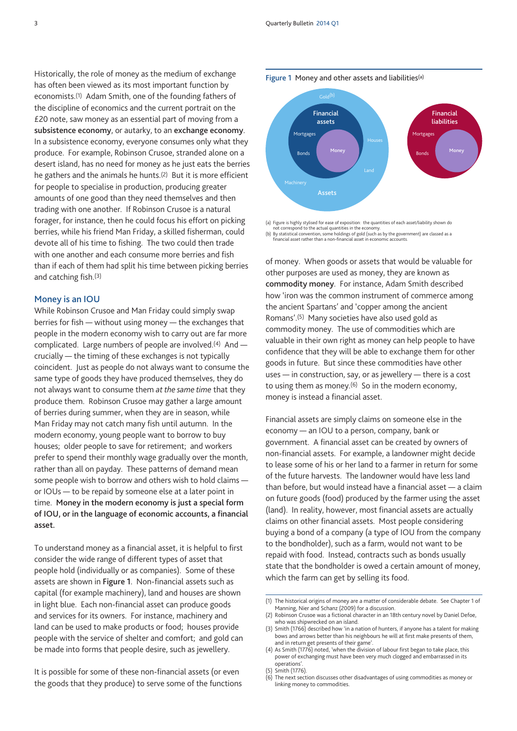Historically, the role of money as the medium of exchange has often been viewed as its most important function by economists.[1] Adam Smith, one of the founding fathers of the discipline of economics and the current portrait on the £20 note, saw money as an essential part of moving from a **subsistence economy**, or autarky, to an **exchange economy**. In a subsistence economy, everyone consumes only what they produce. For example, Robinson Crusoe, stranded alone on a desert island, has no need for money as he just eats the berries he gathers and the animals he hunts.[2] But it is more efficient for people to specialise in production, producing greater amounts of one good than they need themselves and then trading with one another. If Robinson Crusoe is a natural forager, for instance, then he could focus his effort on picking berries, while his friend Man Friday, a skilled fisherman, could devote all of his time to fishing. The two could then trade with one another and each consume more berries and fish than if each of them had split his time between picking berries and catching fish.[3]

## Money is an IOU

While Robinson Crusoe and Man Friday could simply swap berries for fish — without using money — the exchanges that people in the modern economy wish to carry out are far more complicated. Large numbers of people are involved.[4] And — crucially — the timing of these exchanges is not typically coincident. Just as people do not always want to consume the same type of goods they have produced themselves, they do not always want to consume them *at the same time* that they produce them. Robinson Crusoe may gather a large amount of berries during summer, when they are in season, while Man Friday may not catch many fish until autumn. In the modern economy, young people want to borrow to buy houses; older people to save for retirement; and workers prefer to spend their monthly wage gradually over the month, rather than all on payday. These patterns of demand mean some people wish to borrow and others wish to hold claims — or IOUs — to be repaid by someone else at a later point in time. **Money in the modern economy is just a special form of IOU, or in the language of economic accounts, a financial asset.**

To understand money as a financial asset, it is helpful to first consider the wide range of different types of asset that people hold (individually or as companies). Some of these assets are shown in **Figure 1**. Non-financial assets such as capital (for example machinery), land and houses are shown in light blue. Each non-financial asset can produce goods and services for its owners. For instance, machinery and land can be used to make products or food; houses provide people with the service of shelter and comfort; and gold can be made into forms that people desire, such as jewellery.

It is possible for some of these non-financial assets (or even the goods that they produce) to serve some of the functions of money. When goods or assets that would be valuable for other purposes are used as money, they are known as **commodity money**. For instance, Adam Smith described how 'iron was the common instrument of commerce among the ancient Spartans' and 'copper among the ancient Romans'.[5] Many societies have also used gold as commodity money. The use of commodities which are valuable in their own right as money can help people to have confidence that they will be able to exchange them for other goods in future. But since these commodities have other uses — in construction, say, or as jewellery — there is a cost to using them as money.[6] So in the modern economy, money is instead a financial asset.

**Figure 1** Money and other assets and liabilities[a]

(a) Figure is highly stylised for ease of exposition: the quantities of each asset/liability shown do not correspond to the actual quantities in the economy.
(b) By statistical convention, some holdings of gold (such as by the government) are classed as a financial asset rather than a non-financial asset in economic accounts.

Financial assets are simply claims on someone else in the economy — an IOU to a person, company, bank or government. A financial asset can be created by owners of non-financial assets. For example, a landowner might decide to lease some of his or her land to a farmer in return for some of the future harvests. The landowner would have less land than before, but would instead have a financial asset — a claim on future goods (food) produced by the farmer using the asset (land). In reality, however, most financial assets are actually claims on other financial assets. Most people considering buying a bond of a company (a type of IOU from the company to the bondholder), such as a farm, would not want to be repaid with food. Instead, contracts such as bonds usually state that the bondholder is owed a certain amount of money, which the farm can get by selling its food.

(1) The historical origins of money are a matter of considerable debate. See Chapter 1 of Manning, Nier and Schanz (2009) for a discussion.
(2) Robinson Crusoe was a fictional character in an 18th century novel by Daniel Defoe, who was shipwrecked on an island.
(3) Smith (1766) described how 'in a nation of hunters, if anyone has a talent for making bows and arrows better than his neighbours he will at first make presents of them, and in return get presents of their game'.
(4) As Smith (1776) noted, 'when the division of labour first began to take place, this power of exchanging must have been very much clogged and embarrassed in its operations'.
(5) Smith (1776).
(6) The next section discusses other disadvantages of using commodities as money or linking money to commodities.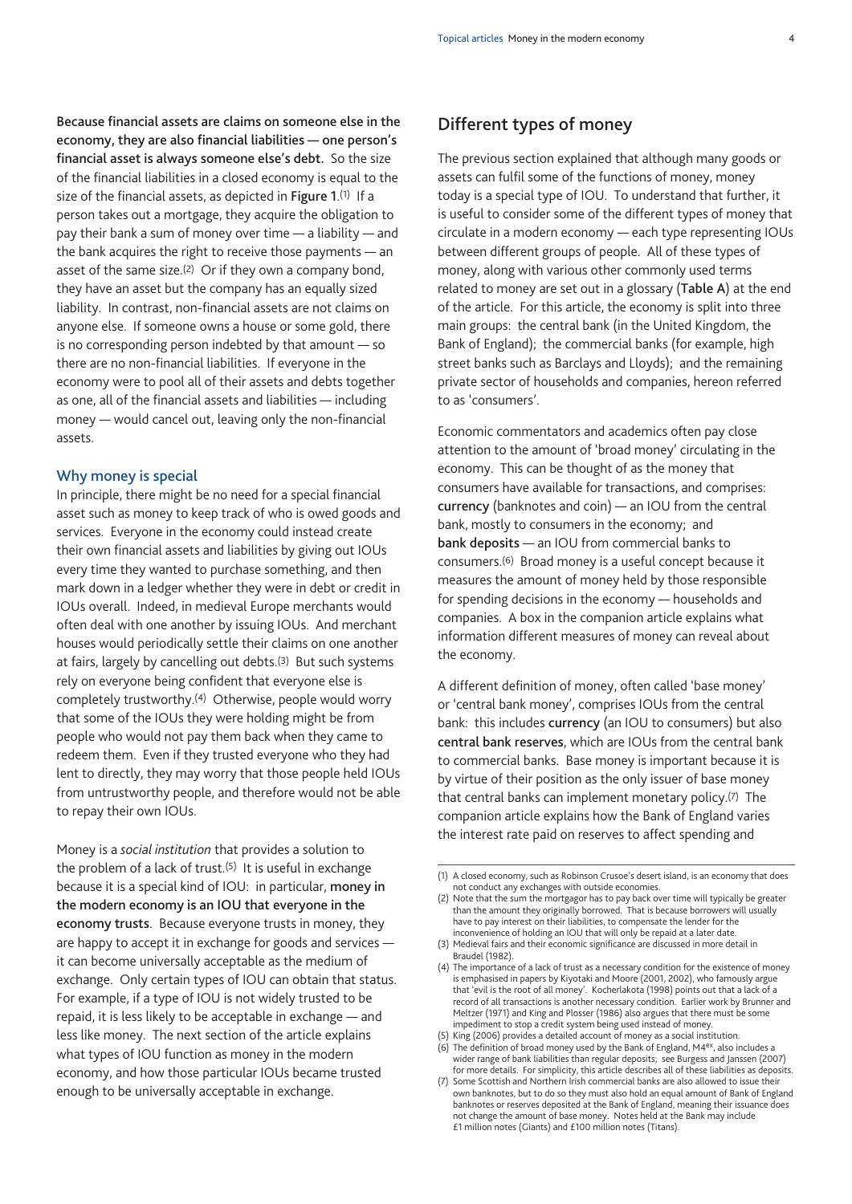**Because financial assets are claims on someone else in the economy, they are also financial liabilities — one person's financial asset is always someone else's debt.** So the size of the financial liabilities in a closed economy is equal to the size of the financial assets, as depicted in **Figure 1**.[1] If a person takes out a mortgage, they acquire the obligation to pay their bank a sum of money over time — a liability — and the bank acquires the right to receive those payments — an asset of the same size.[2] Or if they own a company bond, they have an asset but the company has an equally sized liability. In contrast, non-financial assets are not claims on anyone else. If someone owns a house or some gold, there is no corresponding person indebted by that amount — so there are no non-financial liabilities. If everyone in the economy were to pool all of their assets and debts together as one, all of the financial assets and liabilities — including money — would cancel out, leaving only the non-financial assets.

### Why money is special

In principle, there might be no need for a special financial asset such as money to keep track of who is owed goods and services. Everyone in the economy could instead create their own financial assets and liabilities by giving out IOUs every time they wanted to purchase something, and then mark down in a ledger whether they were in debt or credit in IOUs overall. Indeed, in medieval Europe merchants would often deal with one another by issuing IOUs. And merchant houses would periodically settle their claims on one another at fairs, largely by cancelling out debts.[3] But such systems rely on everyone being confident that everyone else is completely trustworthy.[4] Otherwise, people would worry that some of the IOUs they were holding might be from people who would not pay them back when they came to redeem them. Even if they trusted everyone who they had lent to directly, they may worry that those people held IOUs from untrustworthy people, and therefore would not be able to repay their own IOUs.

Money is a *social institution* that provides a solution to the problem of a lack of trust.[5] It is useful in exchange because it is a special kind of IOU: in particular, **money in the modern economy is an IOU that everyone in the economy trusts**. Because everyone trusts in money, they are happy to accept it in exchange for goods and services — it can become universally acceptable as the medium of exchange. Only certain types of IOU can obtain that status. For example, if a type of IOU is not widely trusted to be repaid, it is less likely to be acceptable in exchange — and less like money. The next section of the article explains what types of IOU function as money in the modern economy, and how those particular IOUs became trusted enough to be universally acceptable in exchange.

## Different types of money

The previous section explained that although many goods or assets can fulfil some of the functions of money, money today is a special type of IOU. To understand that further, it is useful to consider some of the different types of money that circulate in a modern economy — each type representing IOUs between different groups of people. All of these types of money, along with various other commonly used terms related to money are set out in a glossary (**Table A**) at the end of the article. For this article, the economy is split into three main groups: the central bank (in the United Kingdom, the Bank of England); the commercial banks (for example, high street banks such as Barclays and Lloyds); and the remaining private sector of households and companies, hereon referred to as 'consumers'.

Economic commentators and academics often pay close attention to the amount of 'broad money' circulating in the economy. This can be thought of as the money that consumers have available for transactions, and comprises: **currency** (banknotes and coin) — an IOU from the central bank, mostly to consumers in the economy; and **bank deposits** — an IOU from commercial banks to consumers.[6] Broad money is a useful concept because it measures the amount of money held by those responsible for spending decisions in the economy — households and companies. A box in the companion article explains what information different measures of money can reveal about the economy.

A different definition of money, often called 'base money' or 'central bank money', comprises IOUs from the central bank: this includes **currency** (an IOU to consumers) but also **central bank reserves**, which are IOUs from the central bank to commercial banks. Base money is important because it is by virtue of their position as the only issuer of base money that central banks can implement monetary policy.[7] The companion article explains how the Bank of England varies the interest rate paid on reserves to affect spending and

---

(1) A closed economy, such as Robinson Crusoe's desert island, is an economy that does not conduct any exchanges with outside economies.

(2) Note that the sum the mortgagor has to pay back over time will typically be greater than the amount they originally borrowed. That is because borrowers will usually have to pay interest on their liabilities, to compensate the lender for the inconvenience of holding an IOU that will only be repaid at a later date.

(3) Medieval fairs and their economic significance are discussed in more detail in Braudel (1982).

(4) The importance of a lack of trust as a necessary condition for the existence of money is emphasised in papers by Kiyotaki and Moore (2001, 2002), who famously argue that 'evil is the root of all money'. Kocherlakota (1998) points out that a lack of a record of all transactions is another necessary condition. Earlier work by Brunner and Meltzer (1971) and King and Plosser (1986) also argues that there must be some impediment to stop a credit system being used instead of money.

(5) King (2006) provides a detailed account of money as a social institution.

(6) The definition of broad money used by the Bank of England, M4$^{ex}$, also includes a wider range of bank liabilities than regular deposits; see Burgess and Janssen (2007) for more details. For simplicity, this article describes all of these liabilities as deposits.

(7) Some Scottish and Northern Irish commercial banks are also allowed to issue their own banknotes, but to do so they must also hold an equal amount of Bank of England banknotes or reserves deposited at the Bank of England, meaning their issuance does not change the amount of base money. Notes held at the Bank may include £1 million notes (Giants) and £100 million notes (Titans).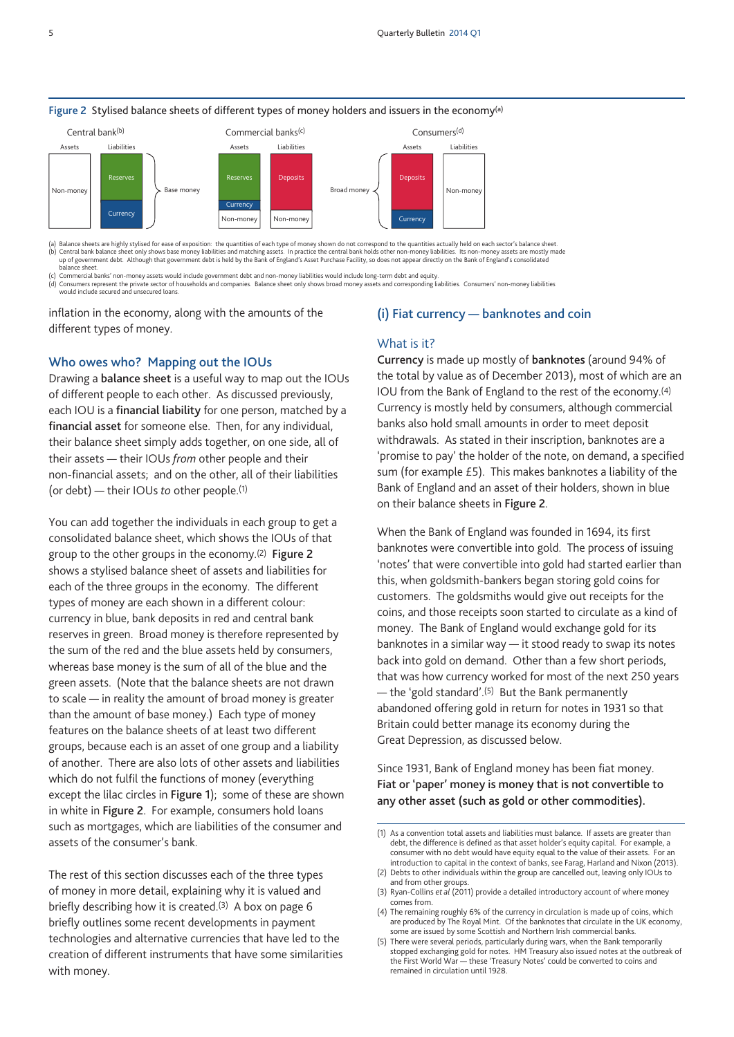**Figure 2** Stylised balance sheets of different types of money holders and issuers in the economy[a]

| Central bank[b] | | Commercial banks[c] | | Consumers[d] | |
|---|---|---|---|---|---|
| Assets | Liabilities | Assets | Liabilities | Assets | Liabilities |
| Non-money | Reserves | Reserves | Deposits | Deposits | Non-money |
| | Currency | Currency | | Currency | |
| | | Non-money | Non-money | | |

Base money: central bank Reserves and Currency; commercial banks' Reserves and Currency. Broad money: consumers' Deposits and Currency.

(a) Balance sheets are highly stylised for ease of exposition: the quantities of each type of money shown do not correspond to the quantities actually held on each sector's balance sheet.
(b) Central bank balance sheet only shows base money liabilities and matching assets. In practice the central bank holds other non-money liabilities. Its non-money assets are mostly made up of government debt. Although that government debt is held by the Bank of England's Asset Purchase Facility, so does not appear directly on the Bank of England's consolidated balance sheet.
(c) Commercial banks' non-money assets would include government debt and non-money liabilities would include long-term debt and equity.
(d) Consumers represent the private sector of households and companies. Balance sheet only shows broad money assets and corresponding liabilities. Consumers' non-money liabilities would include secured and unsecured loans.

inflation in the economy, along with the amounts of the different types of money.

### Who owes who? Mapping out the IOUs

Drawing a **balance sheet** is a useful way to map out the IOUs of different people to each other. As discussed previously, each IOU is a **financial liability** for one person, matched by a **financial asset** for someone else. Then, for any individual, their balance sheet simply adds together, on one side, all of their assets — their IOUs *from* other people and their non-financial assets; and on the other, all of their liabilities (or debt) — their IOUs *to* other people.[1]

You can add together the individuals in each group to get a consolidated balance sheet, which shows the IOUs of that group to the other groups in the economy.[2] **Figure 2** shows a stylised balance sheet of assets and liabilities for each of the three groups in the economy. The different types of money are each shown in a different colour: currency in blue, bank deposits in red and central bank reserves in green. Broad money is therefore represented by the sum of the red and the blue assets held by consumers, whereas base money is the sum of all of the blue and the green assets. (Note that the balance sheets are not drawn to scale — in reality the amount of broad money is greater than the amount of base money.) Each type of money features on the balance sheets of at least two different groups, because each is an asset of one group and a liability of another. There are also lots of other assets and liabilities which do not fulfil the functions of money (everything except the lilac circles in **Figure 1**); some of these are shown in white in **Figure 2**. For example, consumers hold loans such as mortgages, which are liabilities of the consumer and assets of the consumer's bank.

The rest of this section discusses each of the three types of money in more detail, explaining why it is valued and briefly describing how it is created.[3] A box on page 6 briefly outlines some recent developments in payment technologies and alternative currencies that have led to the creation of different instruments that have some similarities with money.

## (i) Fiat currency — banknotes and coin

### What is it?

**Currency** is made up mostly of **banknotes** (around 94% of the total by value as of December 2013), most of which are an IOU from the Bank of England to the rest of the economy.[4] Currency is mostly held by consumers, although commercial banks also hold small amounts in order to meet deposit withdrawals. As stated in their inscription, banknotes are a 'promise to pay' the holder of the note, on demand, a specified sum (for example £5). This makes banknotes a liability of the Bank of England and an asset of their holders, shown in blue on their balance sheets in **Figure 2**.

When the Bank of England was founded in 1694, its first banknotes were convertible into gold. The process of issuing 'notes' that were convertible into gold had started earlier than this, when goldsmith-bankers began storing gold coins for customers. The goldsmiths would give out receipts for the coins, and those receipts soon started to circulate as a kind of money. The Bank of England would exchange gold for its banknotes in a similar way — it stood ready to swap its notes back into gold on demand. Other than a few short periods, that was how currency worked for most of the next 250 years — the 'gold standard'.[5] But the Bank permanently abandoned offering gold in return for notes in 1931 so that Britain could better manage its economy during the Great Depression, as discussed below.

Since 1931, Bank of England money has been fiat money. **Fiat or 'paper' money is money that is not convertible to any other asset (such as gold or other commodities).**

---

(1) As a convention total assets and liabilities must balance. If assets are greater than debt, the difference is defined as that asset holder's equity capital. For example, a consumer with no debt would have equity equal to the value of their assets. For an introduction to capital in the context of banks, see Farag, Harland and Nixon (2013).
(2) Debts to other individuals within the group are cancelled out, leaving only IOUs to and from other groups.
(3) Ryan-Collins *et al* (2011) provide a detailed introductory account of where money comes from.
(4) The remaining roughly 6% of the currency in circulation is made up of coins, which are produced by The Royal Mint. Of the banknotes that circulate in the UK economy, some are issued by some Scottish and Northern Irish commercial banks.
(5) There were special periods, particularly during wars, when the Bank temporarily stopped exchanging gold for notes. HM Treasury also issued notes at the outbreak of the First World War — these 'Treasury Notes' could be converted to coins and remained in circulation until 1928.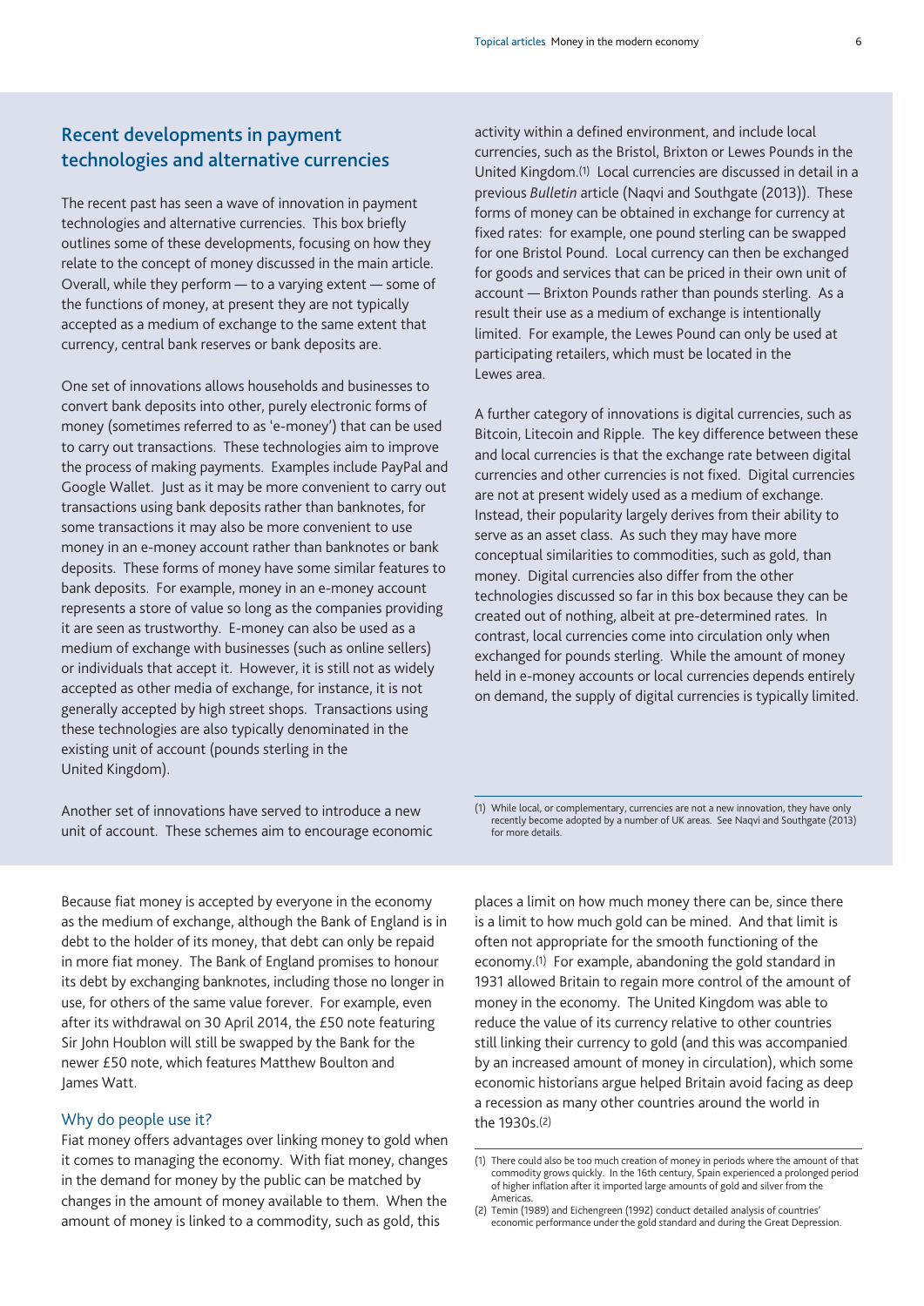## Recent developments in payment technologies and alternative currencies

The recent past has seen a wave of innovation in payment technologies and alternative currencies. This box briefly outlines some of these developments, focusing on how they relate to the concept of money discussed in the main article. Overall, while they perform — to a varying extent — some of the functions of money, at present they are not typically accepted as a medium of exchange to the same extent that currency, central bank reserves or bank deposits are.

One set of innovations allows households and businesses to convert bank deposits into other, purely electronic forms of money (sometimes referred to as 'e-money') that can be used to carry out transactions. These technologies aim to improve the process of making payments. Examples include PayPal and Google Wallet. Just as it may be more convenient to carry out transactions using bank deposits rather than banknotes, for some transactions it may also be more convenient to use money in an e-money account rather than banknotes or bank deposits. These forms of money have some similar features to bank deposits. For example, money in an e-money account represents a store of value so long as the companies providing it are seen as trustworthy. E-money can also be used as a medium of exchange with businesses (such as online sellers) or individuals that accept it. However, it is still not as widely accepted as other media of exchange, for instance, it is not generally accepted by high street shops. Transactions using these technologies are also typically denominated in the existing unit of account (pounds sterling in the United Kingdom).

Another set of innovations have served to introduce a new unit of account. These schemes aim to encourage economic activity within a defined environment, and include local currencies, such as the Bristol, Brixton or Lewes Pounds in the United Kingdom.[1] Local currencies are discussed in detail in a previous *Bulletin* article (Naqvi and Southgate (2013)). These forms of money can be obtained in exchange for currency at fixed rates: for example, one pound sterling can be swapped for one Bristol Pound. Local currency can then be exchanged for goods and services that can be priced in their own unit of account — Brixton Pounds rather than pounds sterling. As a result their use as a medium of exchange is intentionally limited. For example, the Lewes Pound can only be used at participating retailers, which must be located in the Lewes area.

A further category of innovations is digital currencies, such as Bitcoin, Litecoin and Ripple. The key difference between these and local currencies is that the exchange rate between digital currencies and other currencies is not fixed. Digital currencies are not at present widely used as a medium of exchange. Instead, their popularity largely derives from their ability to serve as an asset class. As such they may have more conceptual similarities to commodities, such as gold, than money. Digital currencies also differ from the other technologies discussed so far in this box because they can be created out of nothing, albeit at pre-determined rates. In contrast, local currencies come into circulation only when exchanged for pounds sterling. While the amount of money held in e-money accounts or local currencies depends entirely on demand, the supply of digital currencies is typically limited.

(1) While local, or complementary, currencies are not a new innovation, they have only recently become adopted by a number of UK areas. See Naqvi and Southgate (2013) for more details.

Because fiat money is accepted by everyone in the economy as the medium of exchange, although the Bank of England is in debt to the holder of its money, that debt can only be repaid in more fiat money. The Bank of England promises to honour its debt by exchanging banknotes, including those no longer in use, for others of the same value forever. For example, even after its withdrawal on 30 April 2014, the £50 note featuring Sir John Houblon will still be swapped by the Bank for the newer £50 note, which features Matthew Boulton and James Watt.

### Why do people use it?

Fiat money offers advantages over linking money to gold when it comes to managing the economy. With fiat money, changes in the demand for money by the public can be matched by changes in the amount of money available to them. When the amount of money is linked to a commodity, such as gold, this places a limit on how much money there can be, since there is a limit to how much gold can be mined. And that limit is often not appropriate for the smooth functioning of the economy.[1] For example, abandoning the gold standard in 1931 allowed Britain to regain more control of the amount of money in the economy. The United Kingdom was able to reduce the value of its currency relative to other countries still linking their currency to gold (and this was accompanied by an increased amount of money in circulation), which some economic historians argue helped Britain avoid facing as deep a recession as many other countries around the world in the 1930s.[2]

(1) There could also be too much creation of money in periods where the amount of that commodity grows quickly. In the 16th century, Spain experienced a prolonged period of higher inflation after it imported large amounts of gold and silver from the Americas.

(2) Temin (1989) and Eichengreen (1992) conduct detailed analysis of countries' economic performance under the gold standard and during the Great Depression.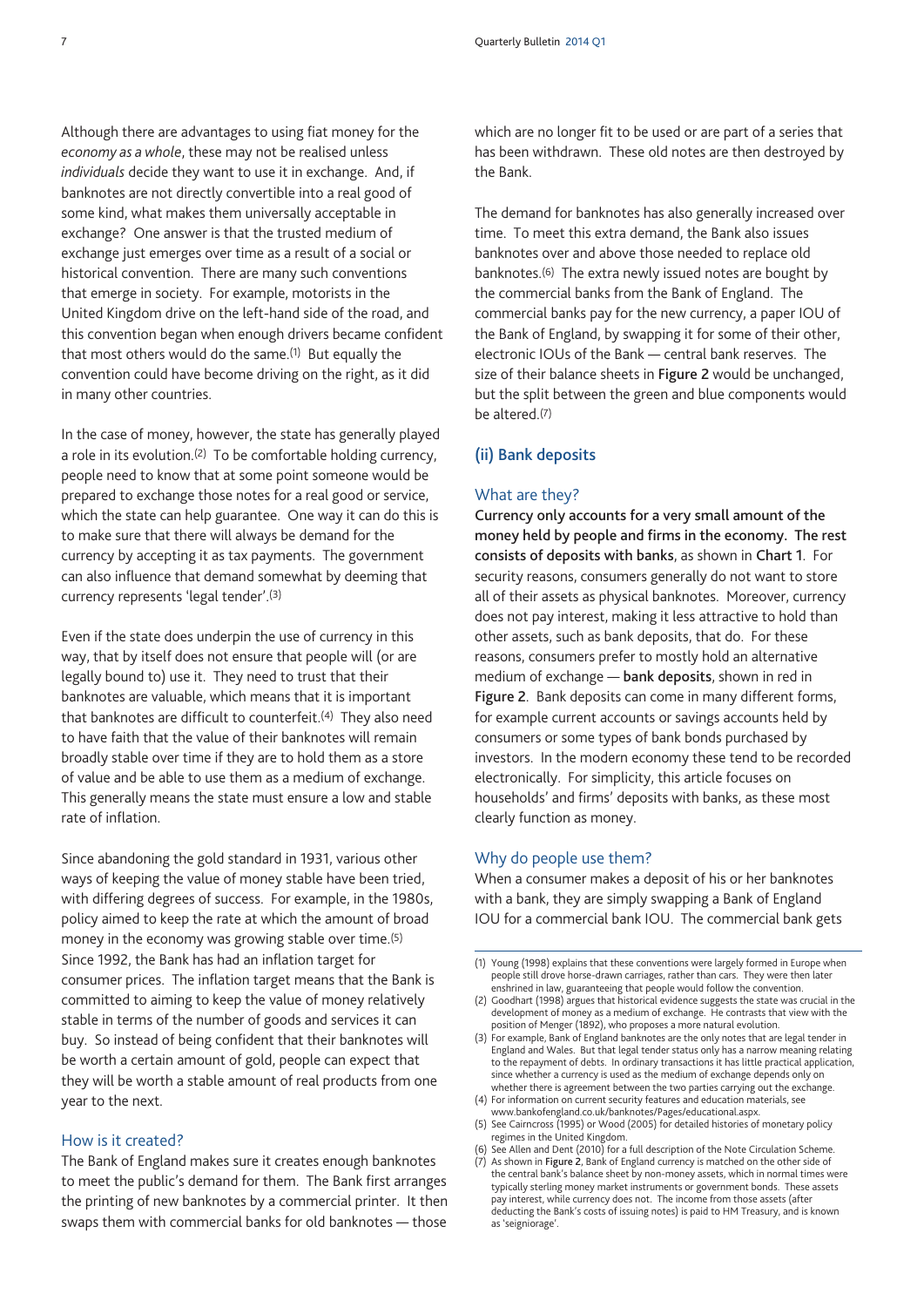Although there are advantages to using fiat money for the *economy as a whole*, these may not be realised unless *individuals* decide they want to use it in exchange. And, if banknotes are not directly convertible into a real good of some kind, what makes them universally acceptable in exchange? One answer is that the trusted medium of exchange just emerges over time as a result of a social or historical convention. There are many such conventions that emerge in society. For example, motorists in the United Kingdom drive on the left-hand side of the road, and this convention began when enough drivers became confident that most others would do the same.[1] But equally the convention could have become driving on the right, as it did in many other countries.

In the case of money, however, the state has generally played a role in its evolution.[2] To be comfortable holding currency, people need to know that at some point someone would be prepared to exchange those notes for a real good or service, which the state can help guarantee. One way it can do this is to make sure that there will always be demand for the currency by accepting it as tax payments. The government can also influence that demand somewhat by deeming that currency represents 'legal tender'.[3]

Even if the state does underpin the use of currency in this way, that by itself does not ensure that people will (or are legally bound to) use it. They need to trust that their banknotes are valuable, which means that it is important that banknotes are difficult to counterfeit.[4] They also need to have faith that the value of their banknotes will remain broadly stable over time if they are to hold them as a store of value and be able to use them as a medium of exchange. This generally means the state must ensure a low and stable rate of inflation.

Since abandoning the gold standard in 1931, various other ways of keeping the value of money stable have been tried, with differing degrees of success. For example, in the 1980s, policy aimed to keep the rate at which the amount of broad money in the economy was growing stable over time.[5] Since 1992, the Bank has had an inflation target for consumer prices. The inflation target means that the Bank is committed to aiming to keep the value of money relatively stable in terms of the number of goods and services it can buy. So instead of being confident that their banknotes will be worth a certain amount of gold, people can expect that they will be worth a stable amount of real products from one year to the next.

### How is it created?

The Bank of England makes sure it creates enough banknotes to meet the public's demand for them. The Bank first arranges the printing of new banknotes by a commercial printer. It then swaps them with commercial banks for old banknotes — those which are no longer fit to be used or are part of a series that has been withdrawn. These old notes are then destroyed by the Bank.

The demand for banknotes has also generally increased over time. To meet this extra demand, the Bank also issues banknotes over and above those needed to replace old banknotes.[6] The extra newly issued notes are bought by the commercial banks from the Bank of England. The commercial banks pay for the new currency, a paper IOU of the Bank of England, by swapping it for some of their other, electronic IOUs of the Bank — central bank reserves. The size of their balance sheets in **Figure 2** would be unchanged, but the split between the green and blue components would be altered.[7]

## (ii) Bank deposits

### What are they?

**Currency only accounts for a very small amount of the money held by people and firms in the economy. The rest consists of deposits with banks**, as shown in **Chart 1**. For security reasons, consumers generally do not want to store all of their assets as physical banknotes. Moreover, currency does not pay interest, making it less attractive to hold than other assets, such as bank deposits, that do. For these reasons, consumers prefer to mostly hold an alternative medium of exchange — **bank deposits**, shown in red in **Figure 2**. Bank deposits can come in many different forms, for example current accounts or savings accounts held by consumers or some types of bank bonds purchased by investors. In the modern economy these tend to be recorded electronically. For simplicity, this article focuses on households' and firms' deposits with banks, as these most clearly function as money.

### Why do people use them?

When a consumer makes a deposit of his or her banknotes with a bank, they are simply swapping a Bank of England IOU for a commercial bank IOU. The commercial bank gets

---

(1) Young (1998) explains that these conventions were largely formed in Europe when people still drove horse-drawn carriages, rather than cars. They were then later enshrined in law, guaranteeing that people would follow the convention.
(2) Goodhart (1998) argues that historical evidence suggests the state was crucial in the development of money as a medium of exchange. He contrasts that view with the position of Menger (1892), who proposes a more natural evolution.
(3) For example, Bank of England banknotes are the only notes that are legal tender in England and Wales. But that legal tender status only has a narrow meaning relating to the repayment of debts. In ordinary transactions it has little practical application, since whether a currency is used as the medium of exchange depends only on whether there is agreement between the two parties carrying out the exchange.
(4) For information on current security features and education materials, see www.bankofengland.co.uk/banknotes/Pages/educational.aspx.
(5) See Cairncross (1995) or Wood (2005) for detailed histories of monetary policy regimes in the United Kingdom.
(6) See Allen and Dent (2010) for a full description of the Note Circulation Scheme.
(7) As shown in **Figure 2**, Bank of England currency is matched on the other side of the central bank's balance sheet by non-money assets, which in normal times were typically sterling money market instruments or government bonds. These assets pay interest, while currency does not. The income from those assets (after deducting the Bank's costs of issuing notes) is paid to HM Treasury, and is known as 'seigniorage'.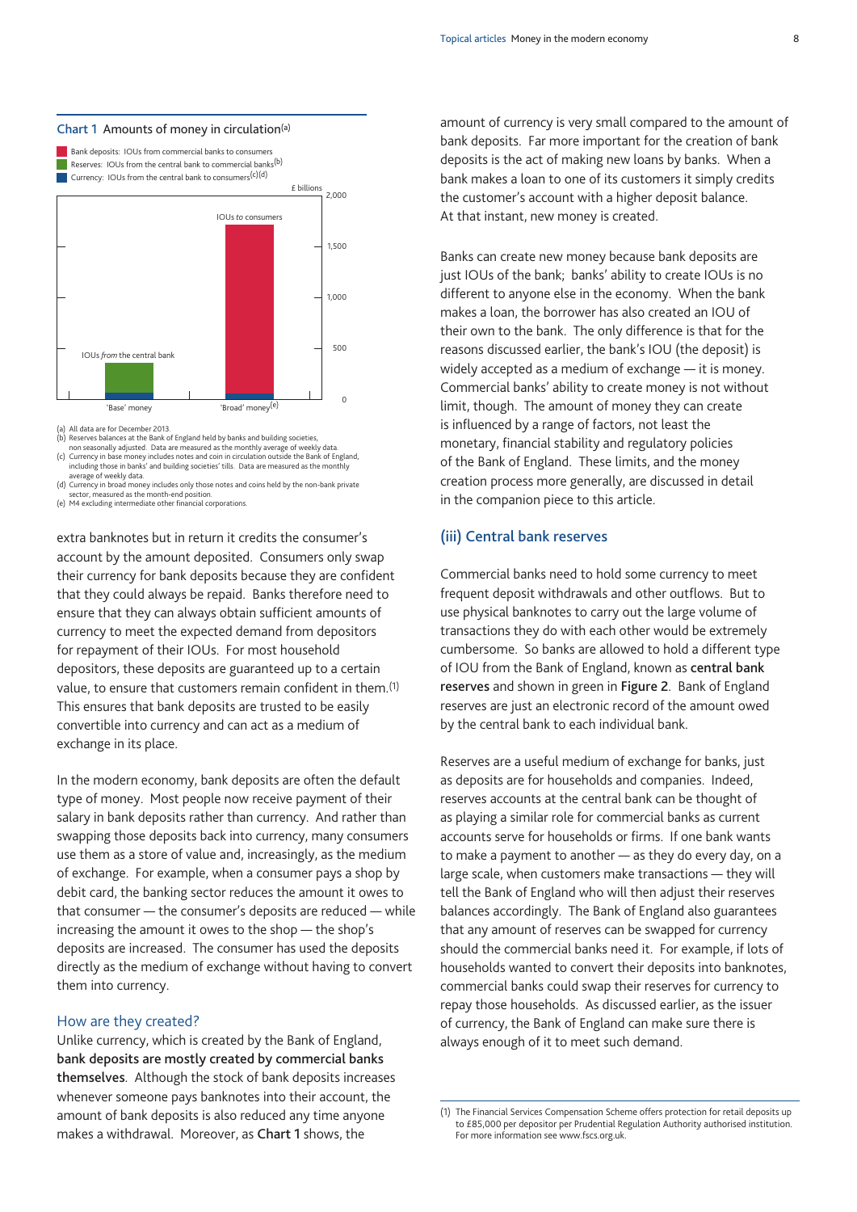**Chart 1** Amounts of money in circulation[(a)]

- Bank deposits: IOUs from commercial banks to consumers
- Reserves: IOUs from the central bank to commercial banks[(b)]
- Currency: IOUs from the central bank to consumers[(c)(d)]

£ billions

IOUs *from* the central bank — 'Base' money

IOUs *to* consumers — 'Broad' money[(e)]

(a) All data are for December 2013.
(b) Reserves balances at the Bank of England held by banks and building societies, non seasonally adjusted. Data are measured as the monthly average of weekly data.
(c) Currency in base money includes notes and coin in circulation outside the Bank of England, including those in banks' and building societies' tills. Data are measured as the monthly average of weekly data.
(d) Currency in broad money includes only those notes and coins held by the non-bank private sector, measured as the month-end position.
(e) M4 excluding intermediate other financial corporations.

extra banknotes but in return it credits the consumer's account by the amount deposited. Consumers only swap their currency for bank deposits because they are confident that they could always be repaid. Banks therefore need to ensure that they can always obtain sufficient amounts of currency to meet the expected demand from depositors for repayment of their IOUs. For most household depositors, these deposits are guaranteed up to a certain value, to ensure that customers remain confident in them.[(1)] This ensures that bank deposits are trusted to be easily convertible into currency and can act as a medium of exchange in its place.

In the modern economy, bank deposits are often the default type of money. Most people now receive payment of their salary in bank deposits rather than currency. And rather than swapping those deposits back into currency, many consumers use them as a store of value and, increasingly, as the medium of exchange. For example, when a consumer pays a shop by debit card, the banking sector reduces the amount it owes to that consumer — the consumer's deposits are reduced — while increasing the amount it owes to the shop — the shop's deposits are increased. The consumer has used the deposits directly as the medium of exchange without having to convert them into currency.

### How are they created?

Unlike currency, which is created by the Bank of England, **bank deposits are mostly created by commercial banks themselves**. Although the stock of bank deposits increases whenever someone pays banknotes into their account, the amount of bank deposits is also reduced any time anyone makes a withdrawal. Moreover, as **Chart 1** shows, the amount of currency is very small compared to the amount of bank deposits. Far more important for the creation of bank deposits is the act of making new loans by banks. When a bank makes a loan to one of its customers it simply credits the customer's account with a higher deposit balance. At that instant, new money is created.

Banks can create new money because bank deposits are just IOUs of the bank; banks' ability to create IOUs is no different to anyone else in the economy. When the bank makes a loan, the borrower has also created an IOU of their own to the bank. The only difference is that for the reasons discussed earlier, the bank's IOU (the deposit) is widely accepted as a medium of exchange — it is money. Commercial banks' ability to create money is not without limit, though. The amount of money they can create is influenced by a range of factors, not least the monetary, financial stability and regulatory policies of the Bank of England. These limits, and the money creation process more generally, are discussed in detail in the companion piece to this article.

## (iii) Central bank reserves

Commercial banks need to hold some currency to meet frequent deposit withdrawals and other outflows. But to use physical banknotes to carry out the large volume of transactions they do with each other would be extremely cumbersome. So banks are allowed to hold a different type of IOU from the Bank of England, known as **central bank reserves** and shown in green in **Figure 2**. Bank of England reserves are just an electronic record of the amount owed by the central bank to each individual bank.

Reserves are a useful medium of exchange for banks, just as deposits are for households and companies. Indeed, reserves accounts at the central bank can be thought of as playing a similar role for commercial banks as current accounts serve for households or firms. If one bank wants to make a payment to another — as they do every day, on a large scale, when customers make transactions — they will tell the Bank of England who will then adjust their reserves balances accordingly. The Bank of England also guarantees that any amount of reserves can be swapped for currency should the commercial banks need it. For example, if lots of households wanted to convert their deposits into banknotes, commercial banks could swap their reserves for currency to repay those households. As discussed earlier, as the issuer of currency, the Bank of England can make sure there is always enough of it to meet such demand.

(1) The Financial Services Compensation Scheme offers protection for retail deposits up to £85,000 per depositor per Prudential Regulation Authority authorised institution. For more information see www.fscs.org.uk.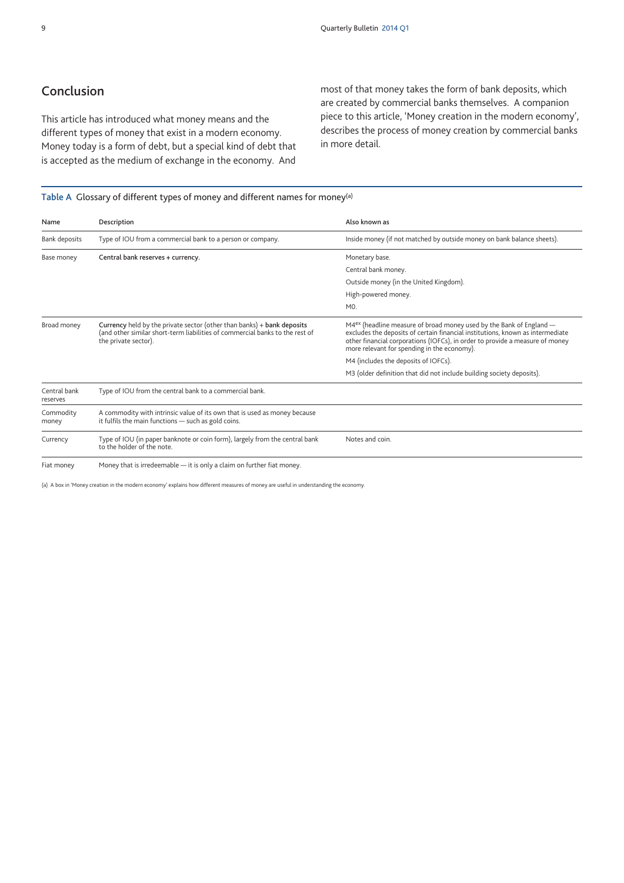## Conclusion

This article has introduced what money means and the different types of money that exist in a modern economy. Money today is a form of debt, but a special kind of debt that is accepted as the medium of exchange in the economy. And most of that money takes the form of bank deposits, which are created by commercial banks themselves. A companion piece to this article, 'Money creation in the modern economy', describes the process of money creation by commercial banks in more detail.

**Table A** Glossary of different types of money and different names for money[(a)]

| Name | Description | Also known as |
|---|---|---|
| Bank deposits | Type of IOU from a commercial bank to a person or company. | Inside money (if not matched by outside money on bank balance sheets). |
| Base money | **Central bank reserves + currency.** | Monetary base.<br>Central bank money.<br>Outside money (in the United Kingdom).<br>High-powered money.<br>M0. |
| Broad money | **Currency** held by the private sector (other than banks) + **bank deposits** (and other similar short-term liabilities of commercial banks to the rest of the private sector). | $M4^{ex}$ (headline measure of broad money used by the Bank of England — excludes the deposits of certain financial institutions, known as intermediate other financial corporations (IOFCs), in order to provide a measure of money more relevant for spending in the economy).<br>M4 (includes the deposits of IOFCs).<br>M3 (older definition that did not include building society deposits). |
| Central bank reserves | Type of IOU from the central bank to a commercial bank. | |
| Commodity money | A commodity with intrinsic value of its own that is used as money because it fulfils the main functions — such as gold coins. | |
| Currency | Type of IOU (in paper banknote or coin form), largely from the central bank to the holder of the note. | Notes and coin. |
| Fiat money | Money that is irredeemable — it is only a claim on further fiat money. | |

(a) A box in 'Money creation in the modern economy' explains how different measures of money are useful in understanding the economy.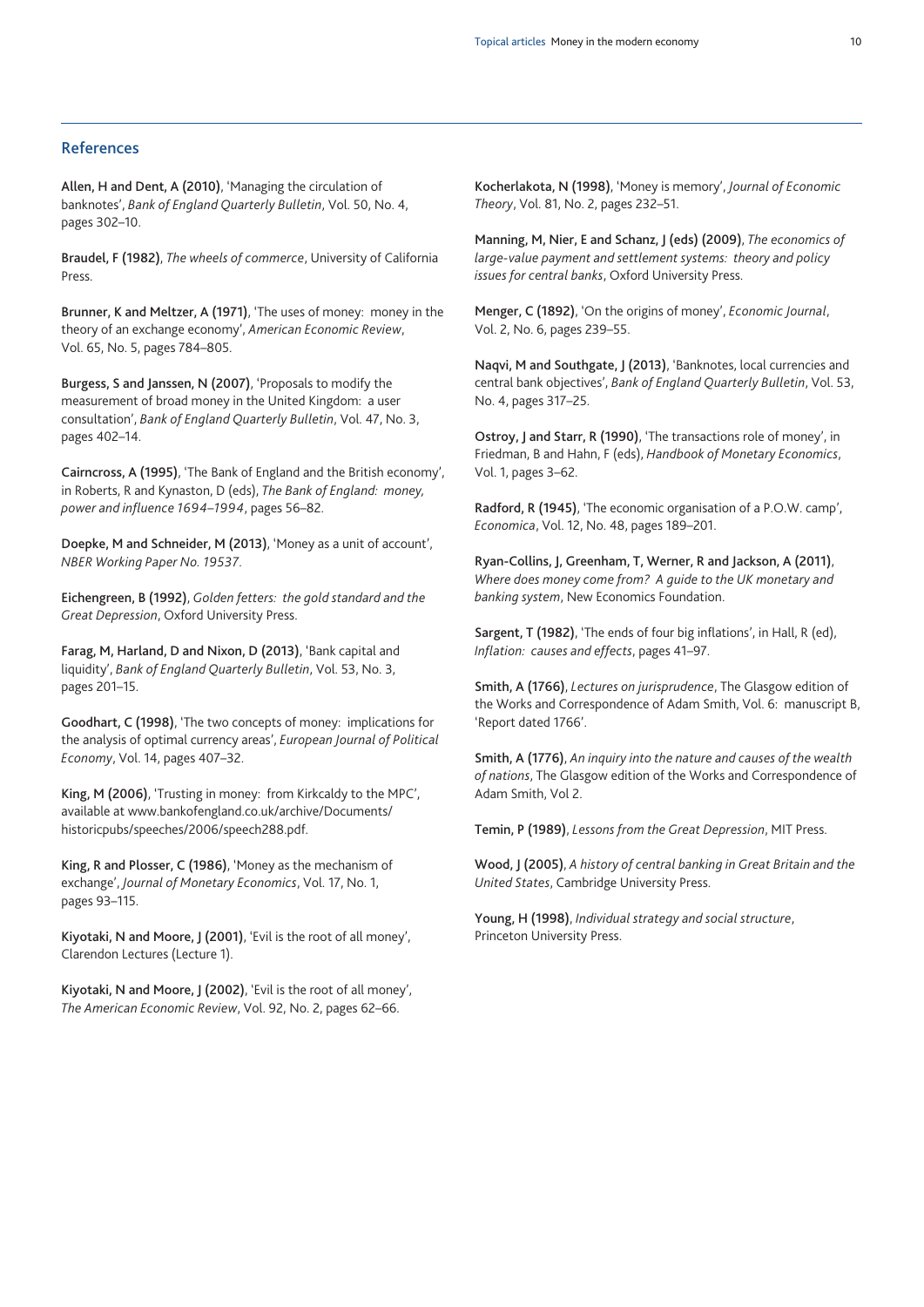## References

**Allen, H and Dent, A (2010)**, 'Managing the circulation of banknotes', *Bank of England Quarterly Bulletin*, Vol. 50, No. 4, pages 302–10.

**Braudel, F (1982)**, *The wheels of commerce*, University of California Press.

**Brunner, K and Meltzer, A (1971)**, 'The uses of money: money in the theory of an exchange economy', *American Economic Review*, Vol. 65, No. 5, pages 784–805.

**Burgess, S and Janssen, N (2007)**, 'Proposals to modify the measurement of broad money in the United Kingdom: a user consultation', *Bank of England Quarterly Bulletin*, Vol. 47, No. 3, pages 402–14.

**Cairncross, A (1995)**, 'The Bank of England and the British economy', in Roberts, R and Kynaston, D (eds), *The Bank of England: money, power and influence 1694–1994*, pages 56–82.

**Doepke, M and Schneider, M (2013)**, 'Money as a unit of account', *NBER Working Paper No. 19537*.

**Eichengreen, B (1992)**, *Golden fetters: the gold standard and the Great Depression*, Oxford University Press.

**Farag, M, Harland, D and Nixon, D (2013)**, 'Bank capital and liquidity', *Bank of England Quarterly Bulletin*, Vol. 53, No. 3, pages 201–15.

**Goodhart, C (1998)**, 'The two concepts of money: implications for the analysis of optimal currency areas', *European Journal of Political Economy*, Vol. 14, pages 407–32.

**King, M (2006)**, 'Trusting in money: from Kirkcaldy to the MPC', available at www.bankofengland.co.uk/archive/Documents/historicpubs/speeches/2006/speech288.pdf.

**King, R and Plosser, C (1986)**, 'Money as the mechanism of exchange', *Journal of Monetary Economics*, Vol. 17, No. 1, pages 93–115.

**Kiyotaki, N and Moore, J (2001)**, 'Evil is the root of all money', Clarendon Lectures (Lecture 1).

**Kiyotaki, N and Moore, J (2002)**, 'Evil is the root of all money', *The American Economic Review*, Vol. 92, No. 2, pages 62–66.

**Kocherlakota, N (1998)**, 'Money is memory', *Journal of Economic Theory*, Vol. 81, No. 2, pages 232–51.

**Manning, M, Nier, E and Schanz, J (eds) (2009)**, *The economics of large-value payment and settlement systems: theory and policy issues for central banks*, Oxford University Press.

**Menger, C (1892)**, 'On the origins of money', *Economic Journal*, Vol. 2, No. 6, pages 239–55.

**Naqvi, M and Southgate, J (2013)**, 'Banknotes, local currencies and central bank objectives', *Bank of England Quarterly Bulletin*, Vol. 53, No. 4, pages 317–25.

**Ostroy, J and Starr, R (1990)**, 'The transactions role of money', in Friedman, B and Hahn, F (eds), *Handbook of Monetary Economics*, Vol. 1, pages 3–62.

**Radford, R (1945)**, 'The economic organisation of a P.O.W. camp', *Economica*, Vol. 12, No. 48, pages 189–201.

**Ryan-Collins, J, Greenham, T, Werner, R and Jackson, A (2011)**, *Where does money come from? A guide to the UK monetary and banking system*, New Economics Foundation.

**Sargent, T (1982)**, 'The ends of four big inflations', in Hall, R (ed), *Inflation: causes and effects*, pages 41–97.

**Smith, A (1766)**, *Lectures on jurisprudence*, The Glasgow edition of the Works and Correspondence of Adam Smith, Vol. 6: manuscript B, 'Report dated 1766'.

**Smith, A (1776)**, *An inquiry into the nature and causes of the wealth of nations*, The Glasgow edition of the Works and Correspondence of Adam Smith, Vol 2.

**Temin, P (1989)**, *Lessons from the Great Depression*, MIT Press.

**Wood, J (2005)**, *A history of central banking in Great Britain and the United States*, Cambridge University Press.

**Young, H (1998)**, *Individual strategy and social structure*, Princeton University Press.